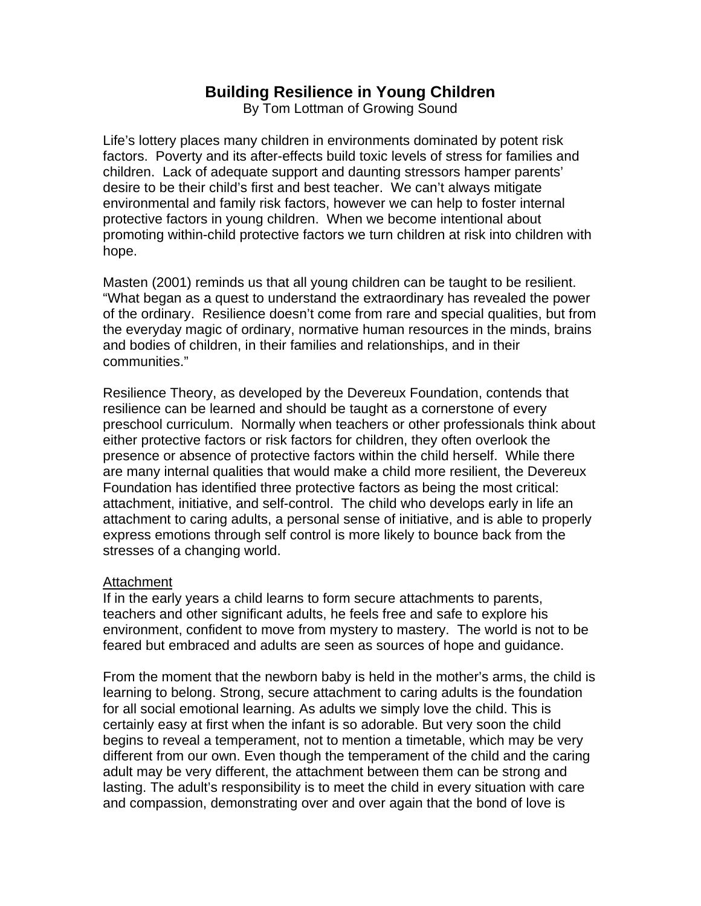# Building Resilience in Young Children

By Tom Lottman of Growing Sound

Life's lottery places many children in environments dominated by potent risk factors. Poverty and its after-effects build toxic levels of stress for families and children. Lack of adequate support and daunting stressors hamper parents' desire to be their child's first and best teacher. We can't always mitigate environmental and family risk factors, however we can help to foster internal protective factors in young children. When we become intentional about promoting within-child protective factors we turn children at risk into children with hope.

Masten (2001) reminds us that all young children can be taught to be resilient. "What began as a quest to understand the extraordinary has revealed the power of the ordinary. Resilience doesn't come from rare and special qualities, but from the everyday magic of ordinary, normative human resources in the minds, brains and bodies of children, in their families and relationships, and in their communities."

Resilience Theory, as developed by the Devereux Foundation, contends that resilience can be learned and should be taught as a cornerstone of every preschool curriculum. Normally when teachers or other professionals think about either protective factors or risk factors for children, they often overlook the presence or absence of protective factors within the child herself. While there are many internal qualities that would make a child more resilient, the Devereux Foundation has identified three protective factors as being the most critical: attachment, initiative, and self-control. The child who develops early in life an attachment to caring adults, a personal sense of initiative, and is able to properly express emotions through self control is more likely to bounce back from the stresses of a changing world.

<u>Attachment</u>

If in the early years a child learns to form secure attachments to parents, teachers and other significant adults, he feels free and safe to explore his environment, confident to move from mystery to mastery. The world is not to be feared but embraced and adults are seen as sources of hope and guidance.

From the moment that the newborn baby is held in the mother's arms, the child is learning to belong. Strong, secure attachment to caring adults is the foundation for all social emotional learning. As adults we simply love the child. This is certainly easy at first when the infant is so adorable. But very soon the child begins to reveal a temperament, not to mention a timetable, which may be very different from our own. Even though the temperament of the child and the caring adult may be very different, the attachment between them can be strong and lasting. The adult's responsibility is to meet the child in every situation with care and compassion, demonstrating over and over again that the bond of love is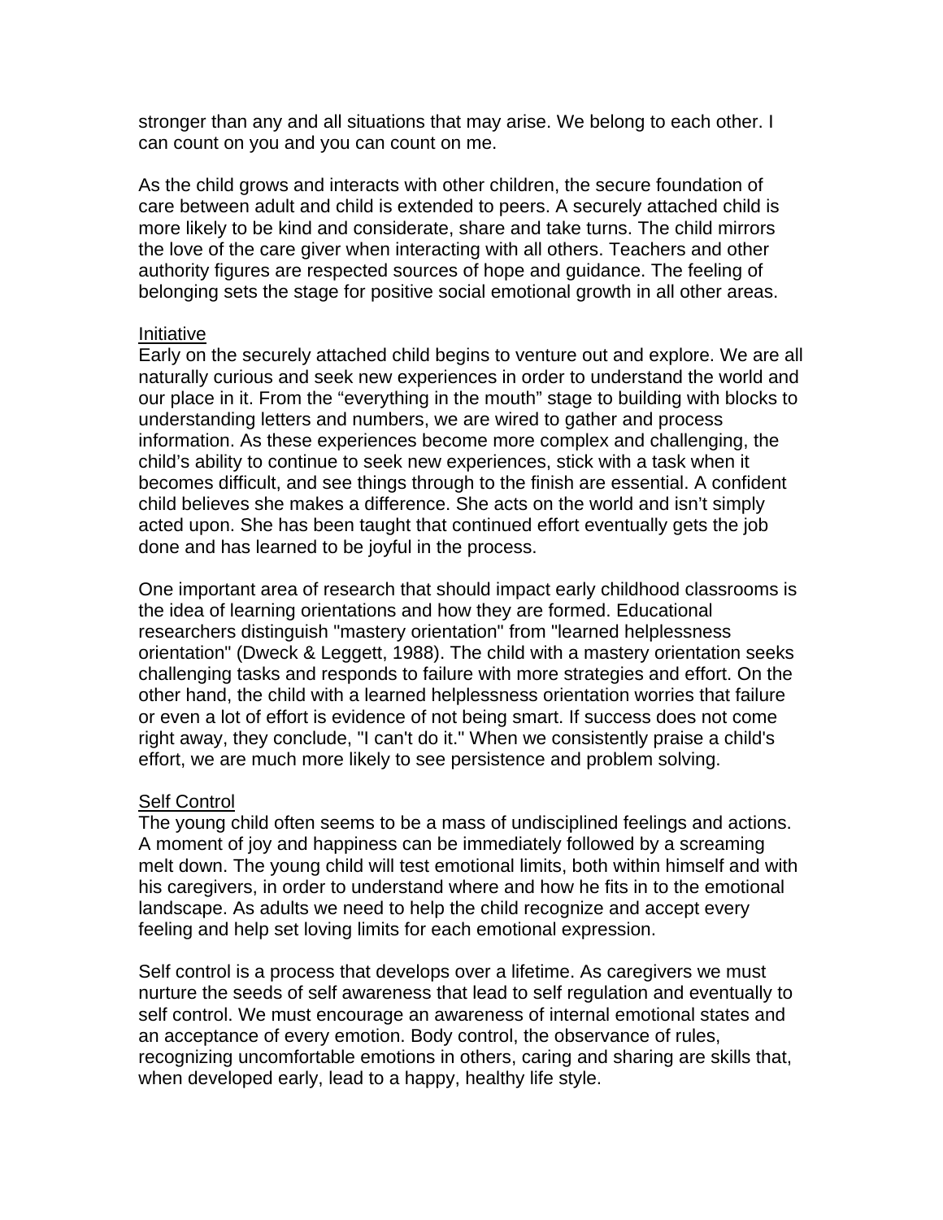stronger than any and all situations that may arise. We belong to each other. I can count on you and you can count on me.

As the child grows and interacts with other children, the secure foundation of care between adult and child is extended to peers. A securely attached child is more likely to be kind and considerate, share and take turns. The child mirrors the love of the care giver when interacting with all others. Teachers and other authority figures are respected sources of hope and guidance. The feeling of belonging sets the stage for positive social emotional growth in all other areas.

<u>Initiative</u>

Early on the securely attached child begins to venture out and explore. We are all naturally curious and seek new experiences in order to understand the world and our place in it. From the "everything in the mouth" stage to building with blocks to understanding letters and numbers, we are wired to gather and process information. As these experiences become more complex and challenging, the child's ability to continue to seek new experiences, stick with a task when it becomes difficult, and see things through to the finish are essential. A confident child believes she makes a difference. She acts on the world and isn't simply acted upon. She has been taught that continued effort eventually gets the job done and has learned to be joyful in the process.

One important area of research that should impact early childhood classrooms is the idea of learning orientations and how they are formed. Educational researchers distinguish "mastery orientation" from "learned helplessness orientation" (Dweck & Leggett, 1988). The child with a mastery orientation seeks challenging tasks and responds to failure with more strategies and effort. On the other hand, the child with a learned helplessness orientation worries that failure or even a lot of effort is evidence of not being smart. If success does not come right away, they conclude, "I can't do it." When we consistently praise a child's effort, we are much more likely to see persistence and problem solving.

<u>Self Control</u>

The young child often seems to be a mass of undisciplined feelings and actions. A moment of joy and happiness can be immediately followed by a screaming melt down. The young child will test emotional limits, both within himself and with his caregivers, in order to understand where and how he fits in to the emotional landscape. As adults we need to help the child recognize and accept every feeling and help set loving limits for each emotional expression.

Self control is a process that develops over a lifetime. As caregivers we must nurture the seeds of self awareness that lead to self regulation and eventually to self control. We must encourage an awareness of internal emotional states and an acceptance of every emotion. Body control, the observance of rules, recognizing uncomfortable emotions in others, caring and sharing are skills that, when developed early, lead to a happy, healthy life style.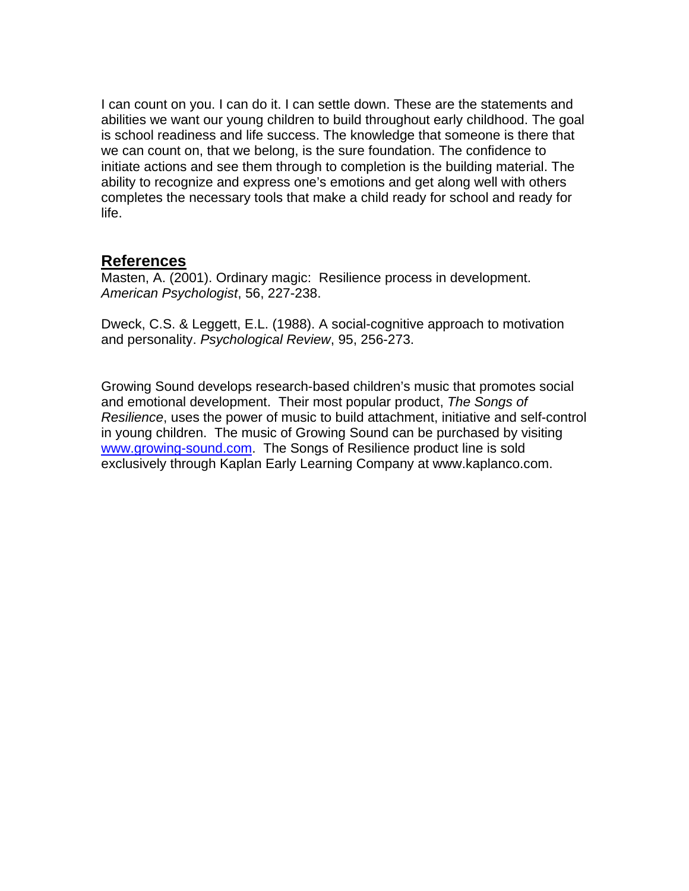I can count on you. I can do it. I can settle down. These are the statements and abilities we want our young children to build throughout early childhood. The goal is school readiness and life success. The knowledge that someone is there that we can count on, that we belong, is the sure foundation. The confidence to initiate actions and see them through to completion is the building material. The ability to recognize and express one's emotions and get along well with others completes the necessary tools that make a child ready for school and ready for life.

## References

Masten, A. (2001). Ordinary magic: Resilience process in development. *American Psychologist*, 56, 227-238.

Dweck, C.S. & Leggett, E.L. (1988). A social-cognitive approach to motivation and personality. *Psychological Review*, 95, 256-273.

Growing Sound develops research-based children's music that promotes social and emotional development. Their most popular product, *The Songs of Resilience*, uses the power of music to build attachment, initiative and self-control in young children. The music of Growing Sound can be purchased by visiting www.growing-sound.com. The Songs of Resilience product line is sold exclusively through Kaplan Early Learning Company at www.kaplanco.com.